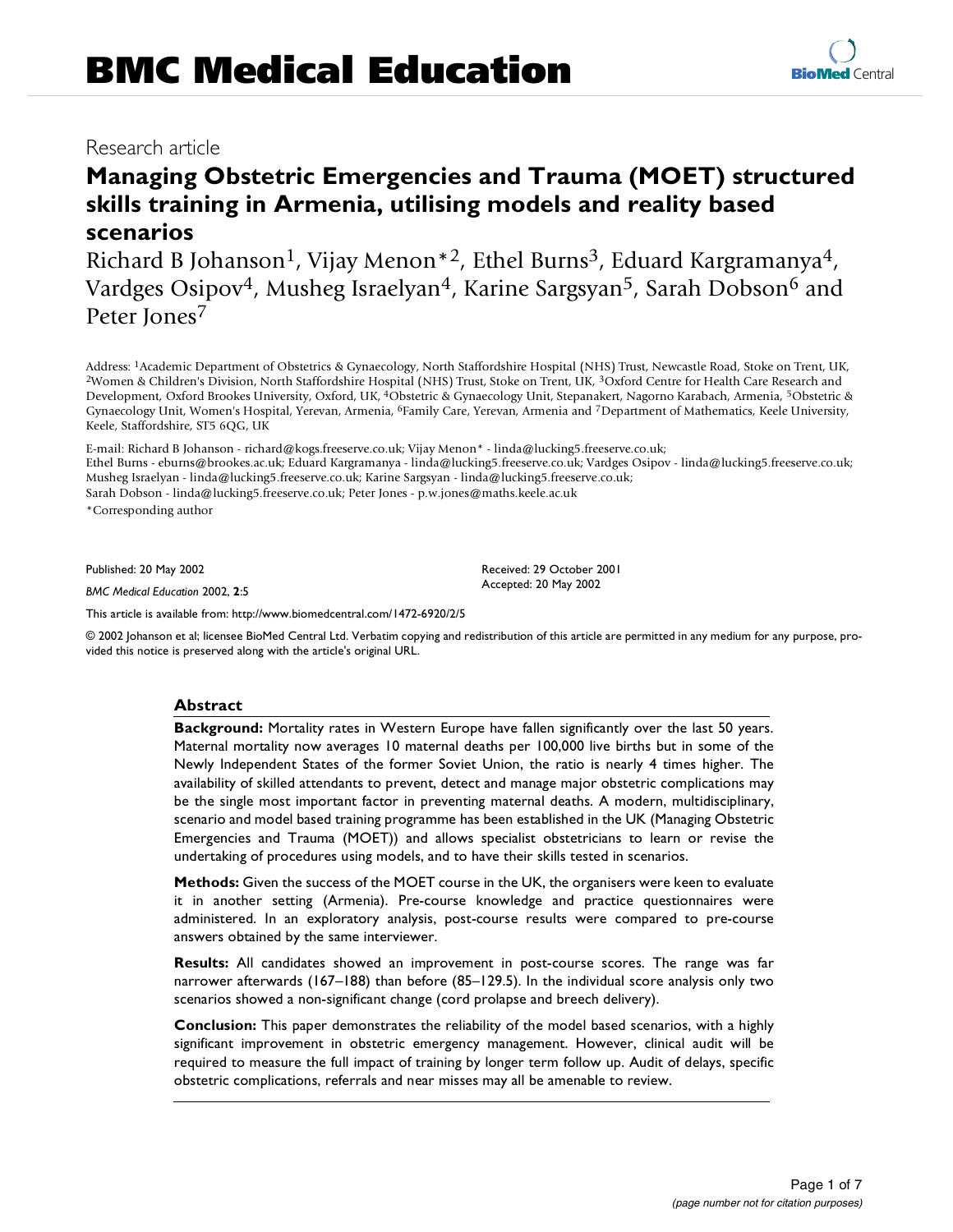# BMC Medical Education

Research article

## Managing Obstetric Emergencies and Trauma (MOET) structured skills training in Armenia, utilising models and reality based scenarios

Richard B Johanson[1], Vijay Menon*[2], Ethel Burns[3], Eduard Kargramanya[4], Vardges Osipov[4], Musheg Israelyan[4], Karine Sargsyan[5], Sarah Dobson[6] and Peter Jones[7]

Address: [1]Academic Department of Obstetrics & Gynaecology, North Staffordshire Hospital (NHS) Trust, Newcastle Road, Stoke on Trent, UK, [2]Women & Children's Division, North Staffordshire Hospital (NHS) Trust, Stoke on Trent, UK, [3]Oxford Centre for Health Care Research and Development, Oxford Brookes University, Oxford, UK, [4]Obstetric & Gynaecology Unit, Stepanakert, Nagorno Karabach, Armenia, [5]Obstetric & Gynaecology Unit, Women's Hospital, Yerevan, Armenia, [6]Family Care, Yerevan, Armenia and [7]Department of Mathematics, Keele University, Keele, Staffordshire, ST5 6QG, UK

E-mail: Richard B Johanson - richard@kogs.freeserve.co.uk; Vijay Menon* - linda@lucking5.freeserve.co.uk;
Ethel Burns - eburns@brookes.ac.uk; Eduard Kargramanya - linda@lucking5.freeserve.co.uk; Vardges Osipov - linda@lucking5.freeserve.co.uk;
Musheg Israelyan - linda@lucking5.freeserve.co.uk; Karine Sargsyan - linda@lucking5.freeserve.co.uk;
Sarah Dobson - linda@lucking5.freeserve.co.uk; Peter Jones - p.w.jones@maths.keele.ac.uk

*Corresponding author

Published: 20 May 2002

*BMC Medical Education* 2002, **2**:5

Received: 29 October 2001
Accepted: 20 May 2002

This article is available from: http://www.biomedcentral.com/1472-6920/2/5

© 2002 Johanson et al; licensee BioMed Central Ltd. Verbatim copying and redistribution of this article are permitted in any medium for any purpose, provided this notice is preserved along with the article's original URL.

### Abstract

**Background:** Mortality rates in Western Europe have fallen significantly over the last 50 years. Maternal mortality now averages 10 maternal deaths per 100,000 live births but in some of the Newly Independent States of the former Soviet Union, the ratio is nearly 4 times higher. The availability of skilled attendants to prevent, detect and manage major obstetric complications may be the single most important factor in preventing maternal deaths. A modern, multidisciplinary, scenario and model based training programme has been established in the UK (Managing Obstetric Emergencies and Trauma (MOET)) and allows specialist obstetricians to learn or revise the undertaking of procedures using models, and to have their skills tested in scenarios.

**Methods:** Given the success of the MOET course in the UK, the organisers were keen to evaluate it in another setting (Armenia). Pre-course knowledge and practice questionnaires were administered. In an exploratory analysis, post-course results were compared to pre-course answers obtained by the same interviewer.

**Results:** All candidates showed an improvement in post-course scores. The range was far narrower afterwards (167–188) than before (85–129.5). In the individual score analysis only two scenarios showed a non-significant change (cord prolapse and breech delivery).

**Conclusion:** This paper demonstrates the reliability of the model based scenarios, with a highly significant improvement in obstetric emergency management. However, clinical audit will be required to measure the full impact of training by longer term follow up. Audit of delays, specific obstetric complications, referrals and near misses may all be amenable to review.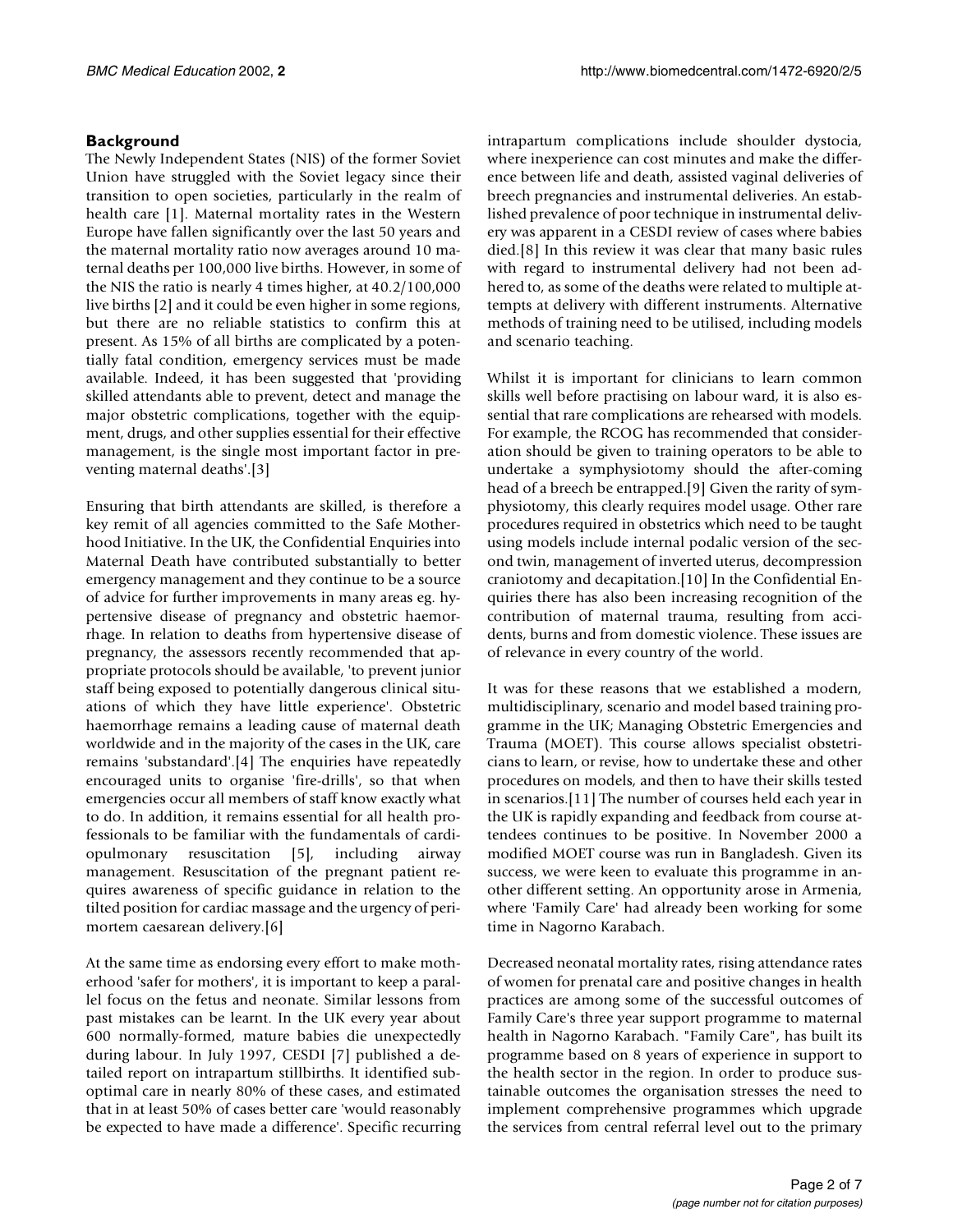## Background

The Newly Independent States (NIS) of the former Soviet Union have struggled with the Soviet legacy since their transition to open societies, particularly in the realm of health care [1]. Maternal mortality rates in the Western Europe have fallen significantly over the last 50 years and the maternal mortality ratio now averages around 10 maternal deaths per 100,000 live births. However, in some of the NIS the ratio is nearly 4 times higher, at 40.2/100,000 live births [2] and it could be even higher in some regions, but there are no reliable statistics to confirm this at present. As 15% of all births are complicated by a potentially fatal condition, emergency services must be made available. Indeed, it has been suggested that 'providing skilled attendants able to prevent, detect and manage the major obstetric complications, together with the equipment, drugs, and other supplies essential for their effective management, is the single most important factor in preventing maternal deaths'.[3]

Ensuring that birth attendants are skilled, is therefore a key remit of all agencies committed to the Safe Motherhood Initiative. In the UK, the Confidential Enquiries into Maternal Death have contributed substantially to better emergency management and they continue to be a source of advice for further improvements in many areas eg. hypertensive disease of pregnancy and obstetric haemorrhage. In relation to deaths from hypertensive disease of pregnancy, the assessors recently recommended that appropriate protocols should be available, 'to prevent junior staff being exposed to potentially dangerous clinical situations of which they have little experience'. Obstetric haemorrhage remains a leading cause of maternal death worldwide and in the majority of the cases in the UK, care remains 'substandard'.[4] The enquiries have repeatedly encouraged units to organise 'fire-drills', so that when emergencies occur all members of staff know exactly what to do. In addition, it remains essential for all health professionals to be familiar with the fundamentals of cardiopulmonary resuscitation [5], including airway management. Resuscitation of the pregnant patient requires awareness of specific guidance in relation to the tilted position for cardiac massage and the urgency of perimortem caesarean delivery.[6]

At the same time as endorsing every effort to make motherhood 'safer for mothers', it is important to keep a parallel focus on the fetus and neonate. Similar lessons from past mistakes can be learnt. In the UK every year about 600 normally-formed, mature babies die unexpectedly during labour. In July 1997, CESDI [7] published a detailed report on intrapartum stillbirths. It identified suboptimal care in nearly 80% of these cases, and estimated that in at least 50% of cases better care 'would reasonably be expected to have made a difference'. Specific recurring intrapartum complications include shoulder dystocia, where inexperience can cost minutes and make the difference between life and death, assisted vaginal deliveries of breech pregnancies and instrumental deliveries. An established prevalence of poor technique in instrumental delivery was apparent in a CESDI review of cases where babies died.[8] In this review it was clear that many basic rules with regard to instrumental delivery had not been adhered to, as some of the deaths were related to multiple attempts at delivery with different instruments. Alternative methods of training need to be utilised, including models and scenario teaching.

Whilst it is important for clinicians to learn common skills well before practising on labour ward, it is also essential that rare complications are rehearsed with models. For example, the RCOG has recommended that consideration should be given to training operators to be able to undertake a symphysiotomy should the after-coming head of a breech be entrapped.[9] Given the rarity of symphysiotomy, this clearly requires model usage. Other rare procedures required in obstetrics which need to be taught using models include internal podalic version of the second twin, management of inverted uterus, decompression craniotomy and decapitation.[10] In the Confidential Enquiries there has also been increasing recognition of the contribution of maternal trauma, resulting from accidents, burns and from domestic violence. These issues are of relevance in every country of the world.

It was for these reasons that we established a modern, multidisciplinary, scenario and model based training programme in the UK; Managing Obstetric Emergencies and Trauma (MOET). This course allows specialist obstetricians to learn, or revise, how to undertake these and other procedures on models, and then to have their skills tested in scenarios.[11] The number of courses held each year in the UK is rapidly expanding and feedback from course attendees continues to be positive. In November 2000 a modified MOET course was run in Bangladesh. Given its success, we were keen to evaluate this programme in another different setting. An opportunity arose in Armenia, where 'Family Care' had already been working for some time in Nagorno Karabach.

Decreased neonatal mortality rates, rising attendance rates of women for prenatal care and positive changes in health practices are among some of the successful outcomes of Family Care's three year support programme to maternal health in Nagorno Karabach. "Family Care", has built its programme based on 8 years of experience in support to the health sector in the region. In order to produce sustainable outcomes the organisation stresses the need to implement comprehensive programmes which upgrade the services from central referral level out to the primary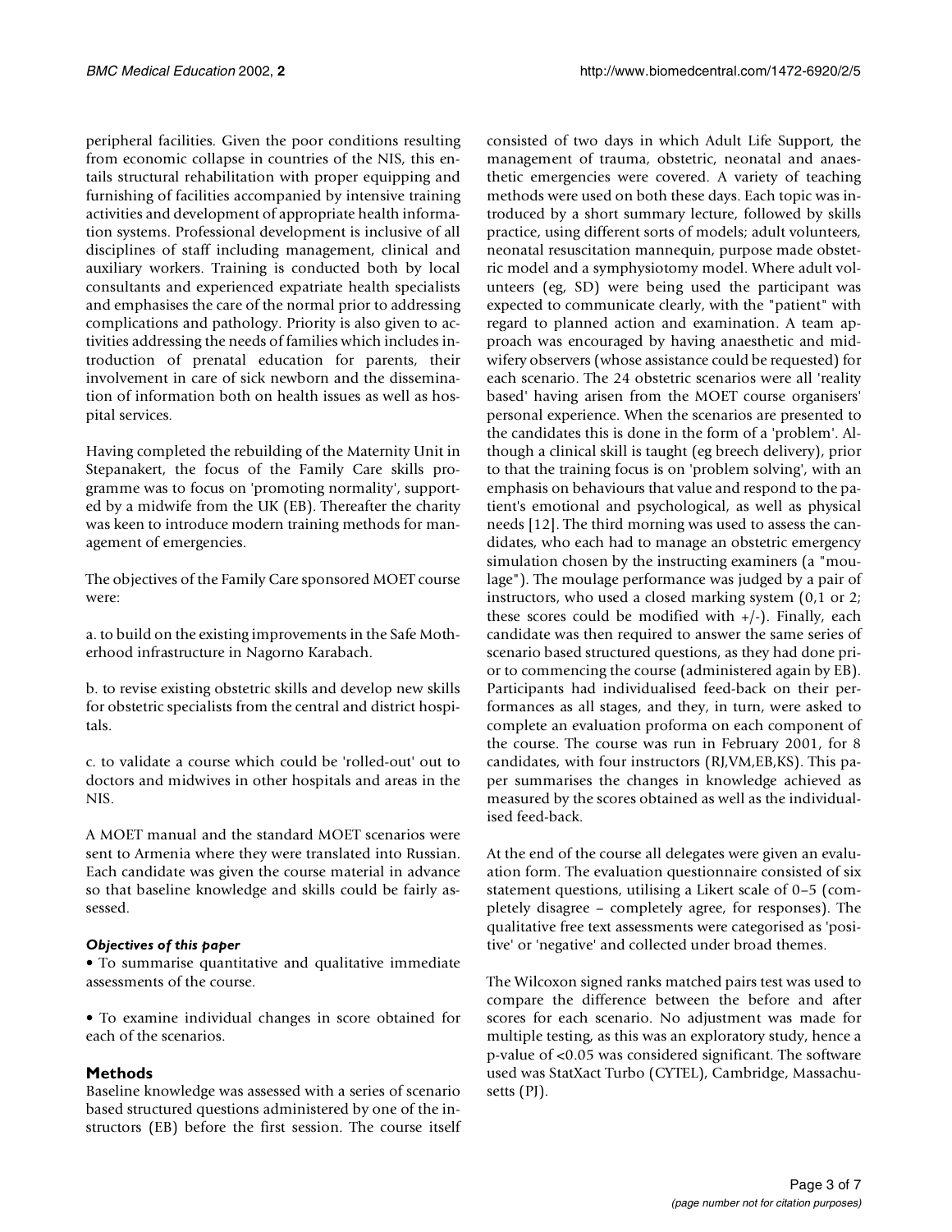peripheral facilities. Given the poor conditions resulting from economic collapse in countries of the NIS, this entails structural rehabilitation with proper equipping and furnishing of facilities accompanied by intensive training activities and development of appropriate health information systems. Professional development is inclusive of all disciplines of staff including management, clinical and auxiliary workers. Training is conducted both by local consultants and experienced expatriate health specialists and emphasises the care of the normal prior to addressing complications and pathology. Priority is also given to activities addressing the needs of families which includes introduction of prenatal education for parents, their involvement in care of sick newborn and the dissemination of information both on health issues as well as hospital services.

Having completed the rebuilding of the Maternity Unit in Stepanakert, the focus of the Family Care skills programme was to focus on 'promoting normality', supported by a midwife from the UK (EB). Thereafter the charity was keen to introduce modern training methods for management of emergencies.

The objectives of the Family Care sponsored MOET course were:

a. to build on the existing improvements in the Safe Motherhood infrastructure in Nagorno Karabach.

b. to revise existing obstetric skills and develop new skills for obstetric specialists from the central and district hospitals.

c. to validate a course which could be 'rolled-out' out to doctors and midwives in other hospitals and areas in the NIS.

A MOET manual and the standard MOET scenarios were sent to Armenia where they were translated into Russian. Each candidate was given the course material in advance so that baseline knowledge and skills could be fairly assessed.

#### *Objectives of this paper*

• To summarise quantitative and qualitative immediate assessments of the course.

• To examine individual changes in score obtained for each of the scenarios.

### Methods

Baseline knowledge was assessed with a series of scenario based structured questions administered by one of the instructors (EB) before the first session. The course itself consisted of two days in which Adult Life Support, the management of trauma, obstetric, neonatal and anaesthetic emergencies were covered. A variety of teaching methods were used on both these days. Each topic was introduced by a short summary lecture, followed by skills practice, using different sorts of models; adult volunteers, neonatal resuscitation mannequin, purpose made obstetric model and a symphysiotomy model. Where adult volunteers (eg, SD) were being used the participant was expected to communicate clearly, with the "patient" with regard to planned action and examination. A team approach was encouraged by having anaesthetic and midwifery observers (whose assistance could be requested) for each scenario. The 24 obstetric scenarios were all 'reality based' having arisen from the MOET course organisers' personal experience. When the scenarios are presented to the candidates this is done in the form of a 'problem'. Although a clinical skill is taught (eg breech delivery), prior to that the training focus is on 'problem solving', with an emphasis on behaviours that value and respond to the patient's emotional and psychological, as well as physical needs [12]. The third morning was used to assess the candidates, who each had to manage an obstetric emergency simulation chosen by the instructing examiners (a "moulage"). The moulage performance was judged by a pair of instructors, who used a closed marking system (0,1 or 2; these scores could be modified with +/-). Finally, each candidate was then required to answer the same series of scenario based structured questions, as they had done prior to commencing the course (administered again by EB). Participants had individualised feed-back on their performances as all stages, and they, in turn, were asked to complete an evaluation proforma on each component of the course. The course was run in February 2001, for 8 candidates, with four instructors (RJ,VM,EB,KS). This paper summarises the changes in knowledge achieved as measured by the scores obtained as well as the individualised feed-back.

At the end of the course all delegates were given an evaluation form. The evaluation questionnaire consisted of six statement questions, utilising a Likert scale of 0–5 (completely disagree – completely agree, for responses). The qualitative free text assessments were categorised as 'positive' or 'negative' and collected under broad themes.

The Wilcoxon signed ranks matched pairs test was used to compare the difference between the before and after scores for each scenario. No adjustment was made for multiple testing, as this was an exploratory study, hence a p-value of $<0.05$ was considered significant. The software used was StatXact Turbo (CYTEL), Cambridge, Massachusetts (PJ).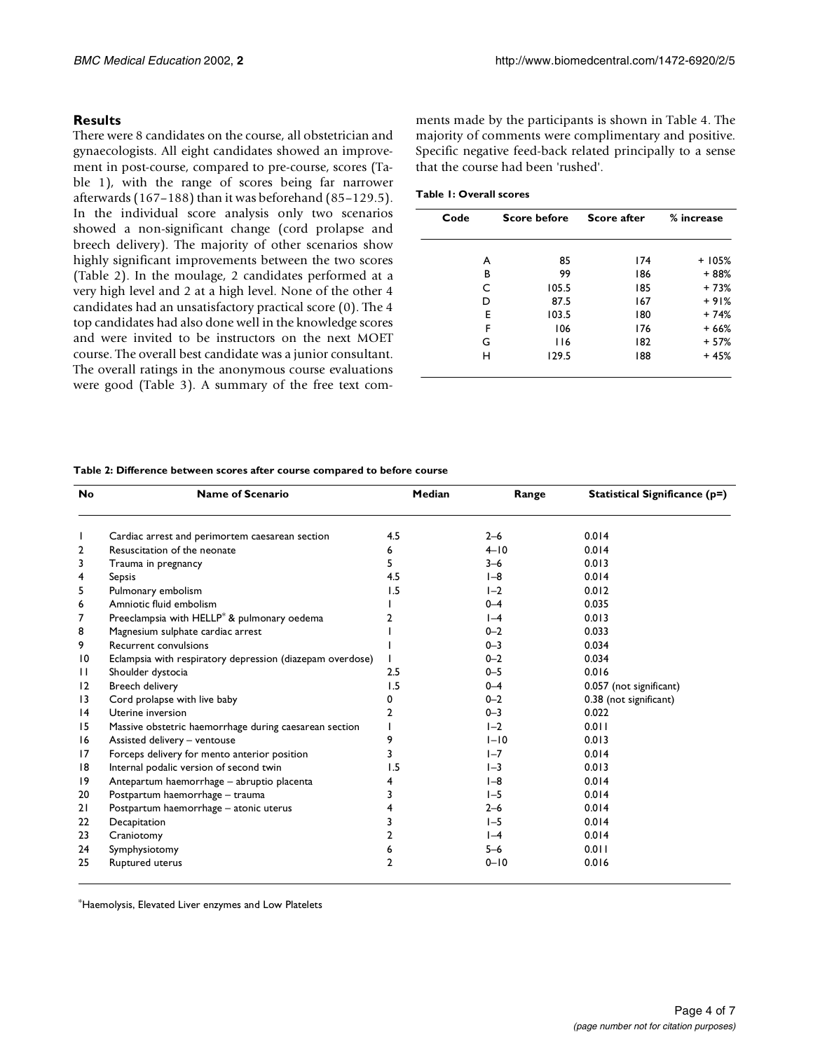## Results

There were 8 candidates on the course, all obstetrician and gynaecologists. All eight candidates showed an improvement in post-course, compared to pre-course, scores (Table 1), with the range of scores being far narrower afterwards (167–188) than it was beforehand (85–129.5). In the individual score analysis only two scenarios showed a non-significant change (cord prolapse and breech delivery). The majority of other scenarios show highly significant improvements between the two scores (Table 2). In the moulage, 2 candidates performed at a very high level and 2 at a high level. None of the other 4 candidates had an unsatisfactory practical score (0). The 4 top candidates had also done well in the knowledge scores and were invited to be instructors on the next MOET course. The overall best candidate was a junior consultant. The overall ratings in the anonymous course evaluations were good (Table 3). A summary of the free text comments made by the participants is shown in Table 4. The majority of comments were complimentary and positive. Specific negative feed-back related principally to a sense that the course had been 'rushed'.

**Table 1: Overall scores**

| Code | Score before | Score after | % increase |
| --- | --- | --- | --- |
| A | 85 | 174 | + 105% |
| B | 99 | 186 | + 88% |
| C | 105.5 | 185 | + 73% |
| D | 87.5 | 167 | + 91% |
| E | 103.5 | 180 | + 74% |
| F | 106 | 176 | + 66% |
| G | 116 | 182 | + 57% |
| H | 129.5 | 188 | + 45% |

**Table 2: Difference between scores after course compared to before course**

| No | Name of Scenario | Median | Range | Statistical Significance (p=) |
| --- | --- | --- | --- | --- |
| 1 | Cardiac arrest and perimortem caesarean section | 4.5 | 2–6 | 0.014 |
| 2 | Resuscitation of the neonate | 6 | 4–10 | 0.014 |
| 3 | Trauma in pregnancy | 5 | 3–6 | 0.013 |
| 4 | Sepsis | 4.5 | 1–8 | 0.014 |
| 5 | Pulmonary embolism | 1.5 | 1–2 | 0.012 |
| 6 | Amniotic fluid embolism | 1 | 0–4 | 0.035 |
| 7 | Preeclampsia with HELLP* & pulmonary oedema | 2 | 1–4 | 0.013 |
| 8 | Magnesium sulphate cardiac arrest | 1 | 0–2 | 0.033 |
| 9 | Recurrent convulsions | 1 | 0–3 | 0.034 |
| 10 | Eclampsia with respiratory depression (diazepam overdose) | 1 | 0–2 | 0.034 |
| 11 | Shoulder dystocia | 2.5 | 0–5 | 0.016 |
| 12 | Breech delivery | 1.5 | 0–4 | 0.057 (not significant) |
| 13 | Cord prolapse with live baby | 0 | 0–2 | 0.38 (not significant) |
| 14 | Uterine inversion | 2 | 0–3 | 0.022 |
| 15 | Massive obstetric haemorrhage during caesarean section | 1 | 1–2 | 0.011 |
| 16 | Assisted delivery – ventouse | 9 | 1–10 | 0.013 |
| 17 | Forceps delivery for mento anterior position | 3 | 1–7 | 0.014 |
| 18 | Internal podalic version of second twin | 1.5 | 1–3 | 0.013 |
| 19 | Antepartum haemorrhage – abruptio placenta | 4 | 1–8 | 0.014 |
| 20 | Postpartum haemorrhage – trauma | 3 | 1–5 | 0.014 |
| 21 | Postpartum haemorrhage – atonic uterus | 4 | 2–6 | 0.014 |
| 22 | Decapitation | 3 | 1–5 | 0.014 |
| 23 | Craniotomy | 2 | 1–4 | 0.014 |
| 24 | Symphysiotomy | 6 | 5–6 | 0.011 |
| 25 | Ruptured uterus | 2 | 0–10 | 0.016 |

*Haemolysis, Elevated Liver enzymes and Low Platelets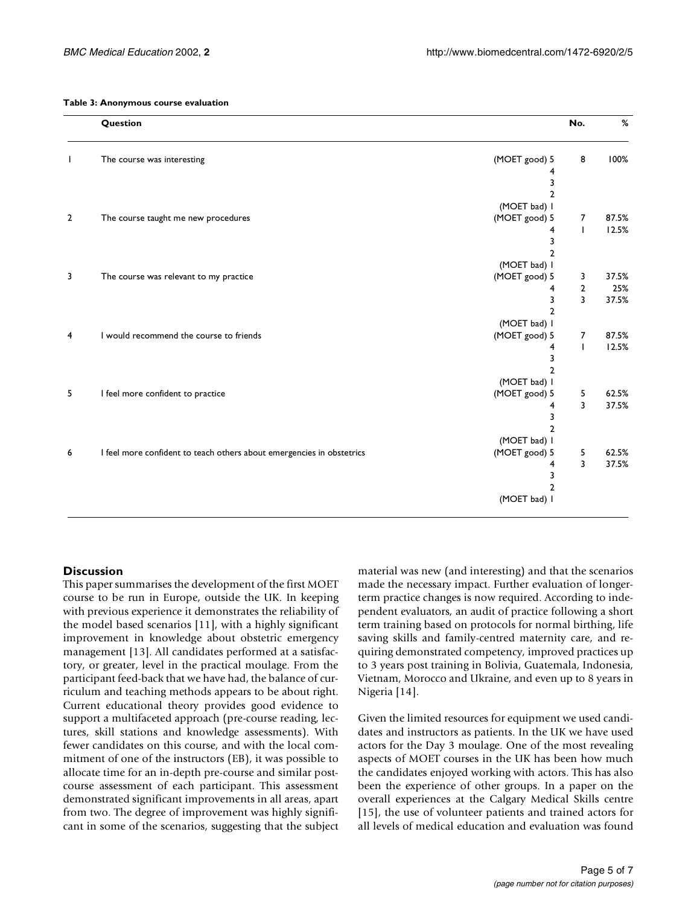**Table 3: Anonymous course evaluation**

| | Question | | No. | % |
|---|---|---|---|---|
| 1 | The course was interesting | (MOET good) 5 | 8 | 100% |
| | | 4 | | |
| | | 3 | | |
| | | 2 | | |
| | | (MOET bad) 1 | | |
| 2 | The course taught me new procedures | (MOET good) 5 | 7 | 87.5% |
| | | 4 | 1 | 12.5% |
| | | 3 | | |
| | | 2 | | |
| | | (MOET bad) 1 | | |
| 3 | The course was relevant to my practice | (MOET good) 5 | 3 | 37.5% |
| | | 4 | 2 | 25% |
| | | 3 | 3 | 37.5% |
| | | 2 | | |
| | | (MOET bad) 1 | | |
| 4 | I would recommend the course to friends | (MOET good) 5 | 7 | 87.5% |
| | | 4 | 1 | 12.5% |
| | | 3 | | |
| | | 2 | | |
| | | (MOET bad) 1 | | |
| 5 | I feel more confident to practice | (MOET good) 5 | 5 | 62.5% |
| | | 4 | 3 | 37.5% |
| | | 3 | | |
| | | 2 | | |
| | | (MOET bad) 1 | | |
| 6 | I feel more confident to teach others about emergencies in obstetrics | (MOET good) 5 | 5 | 62.5% |
| | | 4 | 3 | 37.5% |
| | | 3 | | |
| | | 2 | | |
| | | (MOET bad) 1 | | |

## Discussion

This paper summarises the development of the first MOET course to be run in Europe, outside the UK. In keeping with previous experience it demonstrates the reliability of the model based scenarios [11], with a highly significant improvement in knowledge about obstetric emergency management [13]. All candidates performed at a satisfactory, or greater, level in the practical moulage. From the participant feed-back that we have had, the balance of curriculum and teaching methods appears to be about right. Current educational theory provides good evidence to support a multifaceted approach (pre-course reading, lectures, skill stations and knowledge assessments). With fewer candidates on this course, and with the local commitment of one of the instructors (EB), it was possible to allocate time for an in-depth pre-course and similar post-course assessment of each participant. This assessment demonstrated significant improvements in all areas, apart from two. The degree of improvement was highly significant in some of the scenarios, suggesting that the subject material was new (and interesting) and that the scenarios made the necessary impact. Further evaluation of longer-term practice changes is now required. According to independent evaluators, an audit of practice following a short term training based on protocols for normal birthing, life saving skills and family-centred maternity care, and requiring demonstrated competency, improved practices up to 3 years post training in Bolivia, Guatemala, Indonesia, Vietnam, Morocco and Ukraine, and even up to 8 years in Nigeria [14].

Given the limited resources for equipment we used candidates and instructors as patients. In the UK we have used actors for the Day 3 moulage. One of the most revealing aspects of MOET courses in the UK has been how much the candidates enjoyed working with actors. This has also been the experience of other groups. In a paper on the overall experiences at the Calgary Medical Skills centre [15], the use of volunteer patients and trained actors for all levels of medical education and evaluation was found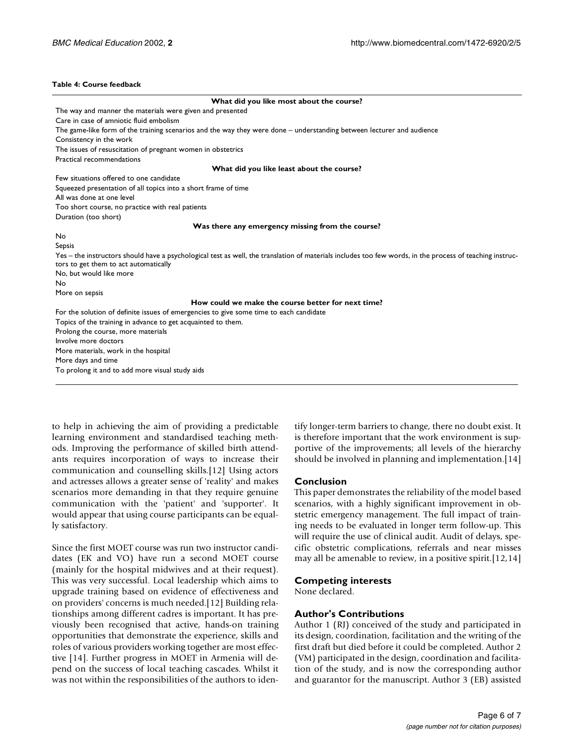**Table 4: Course feedback**

| |
|---|
| **What did you like most about the course?** |
| The way and manner the materials were given and presented |
| Care in case of amniotic fluid embolism |
| The game-like form of the training scenarios and the way they were done – understanding between lecturer and audience |
| Consistency in the work |
| The issues of resuscitation of pregnant women in obstetrics |
| Practical recommendations |
| **What did you like least about the course?** |
| Few situations offered to one candidate |
| Squeezed presentation of all topics into a short frame of time |
| All was done at one level |
| Too short course, no practice with real patients |
| Duration (too short) |
| **Was there any emergency missing from the course?** |
| No |
| Sepsis |
| Yes – the instructors should have a psychological test as well, the translation of materials includes too few words, in the process of teaching instructors to get them to act automatically |
| No, but would like more |
| No |
| More on sepsis |
| **How could we make the course better for next time?** |
| For the solution of definite issues of emergencies to give some time to each candidate |
| Topics of the training in advance to get acquainted to them. |
| Prolong the course, more materials |
| Involve more doctors |
| More materials, work in the hospital |
| More days and time |
| To prolong it and to add more visual study aids |

to help in achieving the aim of providing a predictable learning environment and standardised teaching methods. Improving the performance of skilled birth attendants requires incorporation of ways to increase their communication and counselling skills.[12] Using actors and actresses allows a greater sense of 'reality' and makes scenarios more demanding in that they require genuine communication with the 'patient' and 'supporter'. It would appear that using course participants can be equally satisfactory.

Since the first MOET course was run two instructor candidates (EK and VO) have run a second MOET course (mainly for the hospital midwives and at their request). This was very successful. Local leadership which aims to upgrade training based on evidence of effectiveness and on providers' concerns is much needed.[12] Building relationships among different cadres is important. It has previously been recognised that active, hands-on training opportunities that demonstrate the experience, skills and roles of various providers working together are most effective [14]. Further progress in MOET in Armenia will depend on the success of local teaching cascades. Whilst it was not within the responsibilities of the authors to identify longer-term barriers to change, there no doubt exist. It is therefore important that the work environment is supportive of the improvements; all levels of the hierarchy should be involved in planning and implementation.[14]

## Conclusion

This paper demonstrates the reliability of the model based scenarios, with a highly significant improvement in obstetric emergency management. The full impact of training needs to be evaluated in longer term follow-up. This will require the use of clinical audit. Audit of delays, specific obstetric complications, referrals and near misses may all be amenable to review, in a positive spirit.[12,14]

## Competing interests

None declared.

## Author's Contributions

Author 1 (RJ) conceived of the study and participated in its design, coordination, facilitation and the writing of the first draft but died before it could be completed. Author 2 (VM) participated in the design, coordination and facilitation of the study, and is now the corresponding author and guarantor for the manuscript. Author 3 (EB) assisted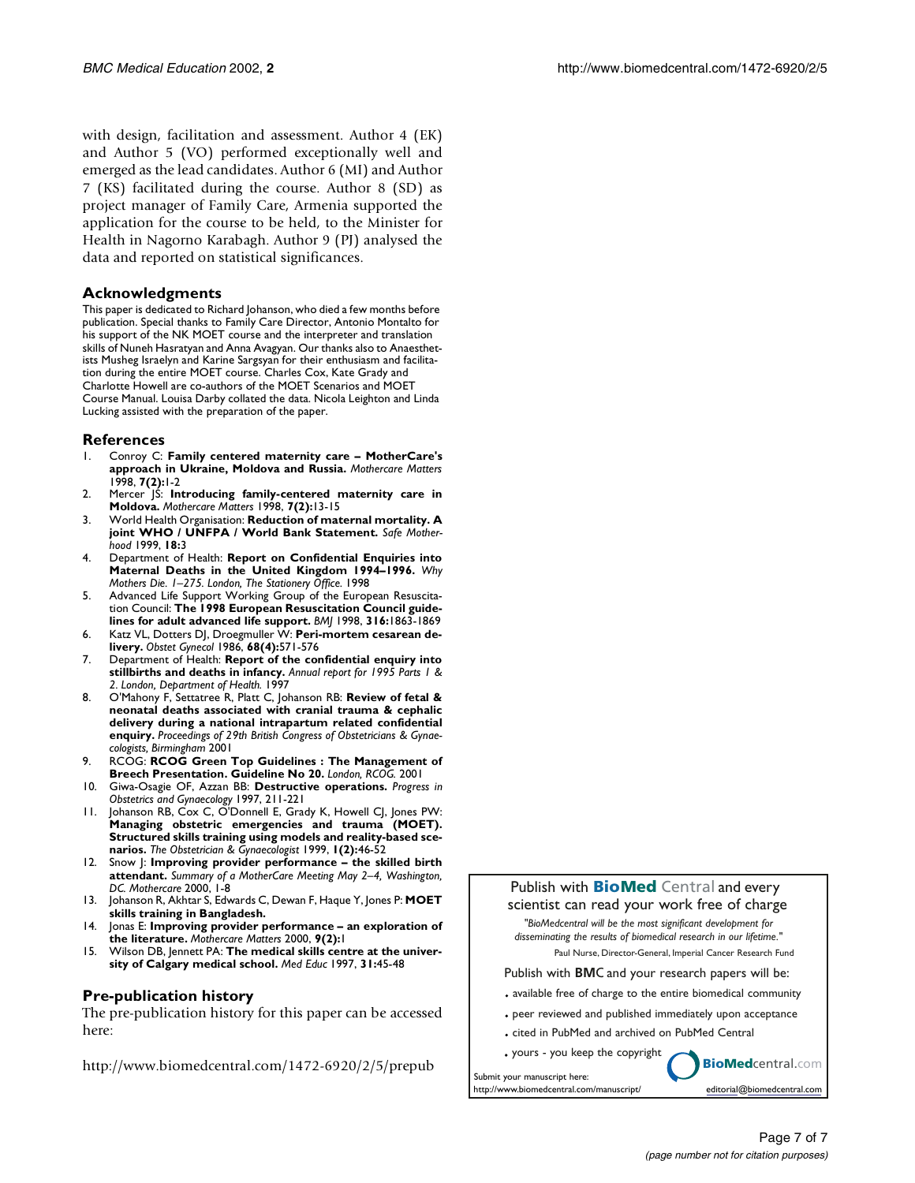with design, facilitation and assessment. Author 4 (EK) and Author 5 (VO) performed exceptionally well and emerged as the lead candidates. Author 6 (MI) and Author 7 (KS) facilitated during the course. Author 8 (SD) as project manager of Family Care, Armenia supported the application for the course to be held, to the Minister for Health in Nagorno Karabagh. Author 9 (PJ) analysed the data and reported on statistical significances.

## Acknowledgments

This paper is dedicated to Richard Johanson, who died a few months before publication. Special thanks to Family Care Director, Antonio Montalto for his support of the NK MOET course and the interpreter and translation skills of Nuneh Hasratyan and Anna Avagyan. Our thanks also to Anaesthetists Musheg Israelyn and Karine Sargsyan for their enthusiasm and facilitation during the entire MOET course. Charles Cox, Kate Grady and Charlotte Howell are co-authors of the MOET Scenarios and MOET Course Manual. Louisa Darby collated the data. Nicola Leighton and Linda Lucking assisted with the preparation of the paper.

## References

1. Conroy C: **Family centered maternity care – MotherCare's approach in Ukraine, Moldova and Russia.** *Mothercare Matters* 1998, **7(2):**1-2
2. Mercer JS: **Introducing family-centered maternity care in Moldova.** *Mothercare Matters* 1998, **7(2):**13-15
3. World Health Organisation: **Reduction of maternal mortality. A joint WHO / UNFPA / World Bank Statement.** *Safe Motherhood* 1999, **18:**3
4. Department of Health: **Report on Confidential Enquiries into Maternal Deaths in the United Kingdom 1994–1996.** *Why Mothers Die. 1–275. London, The Stationery Office.* 1998
5. Advanced Life Support Working Group of the European Resuscitation Council: **The 1998 European Resuscitation Council guidelines for adult advanced life support.** *BMJ* 1998, **316:**1863-1869
6. Katz VL, Dotters DJ, Droegmuller W: **Peri-mortem cesarean delivery.** *Obstet Gynecol* 1986, **68(4):**571-576
7. Department of Health: **Report of the confidential enquiry into stillbirths and deaths in infancy.** *Annual report for 1995 Parts 1 & 2. London, Department of Health.* 1997
8. O'Mahony F, Settatree R, Platt C, Johanson RB: **Review of fetal & neonatal deaths associated with cranial trauma & cephalic delivery during a national intrapartum related confidential enquiry.** *Proceedings of 29th British Congress of Obstetricians & Gynaecologists, Birmingham* 2001
9. RCOG: **RCOG Green Top Guidelines : The Management of Breech Presentation. Guideline No 20.** *London, RCOG.* 2001
10. Giwa-Osagie OF, Azzan BB: **Destructive operations.** *Progress in Obstetrics and Gynaecology* 1997, 211-221
11. Johanson RB, Cox C, O'Donnell E, Grady K, Howell CJ, Jones PW: **Managing obstetric emergencies and trauma (MOET). Structured skills training using models and reality-based scenarios.** *The Obstetrician & Gynaecologist* 1999, **1(2):**46-52
12. Snow J: **Improving provider performance – the skilled birth attendant.** *Summary of a MotherCare Meeting May 2–4, Washington, DC. Mothercare* 2000, 1-8
13. Johanson R, Akhtar S, Edwards C, Dewan F, Haque Y, Jones P: **MOET skills training in Bangladesh.**
14. Jonas E: **Improving provider performance – an exploration of the literature.** *Mothercare Matters* 2000, **9(2):**1
15. Wilson DB, Jennett PA: **The medical skills centre at the university of Calgary medical school.** *Med Educ* 1997, **31:**45-48

## Pre-publication history

The pre-publication history for this paper can be accessed here:

http://www.biomedcentral.com/1472-6920/2/5/prepub

Publish with **BioMed** Central and every scientist can read your work free of charge

*"BioMedcentral will be the most significant development for disseminating the results of biomedical research in our lifetime."*

Paul Nurse, Director-General, Imperial Cancer Research Fund

Publish with **BMC** and your research papers will be:

- available free of charge to the entire biomedical community
- peer reviewed and published immediately upon acceptance
- cited in PubMed and archived on PubMed Central
- yours - you keep the copyright

**BioMed**central.com

Submit your manuscript here:
http://www.biomedcentral.com/manuscript/

editorial@biomedcentral.com